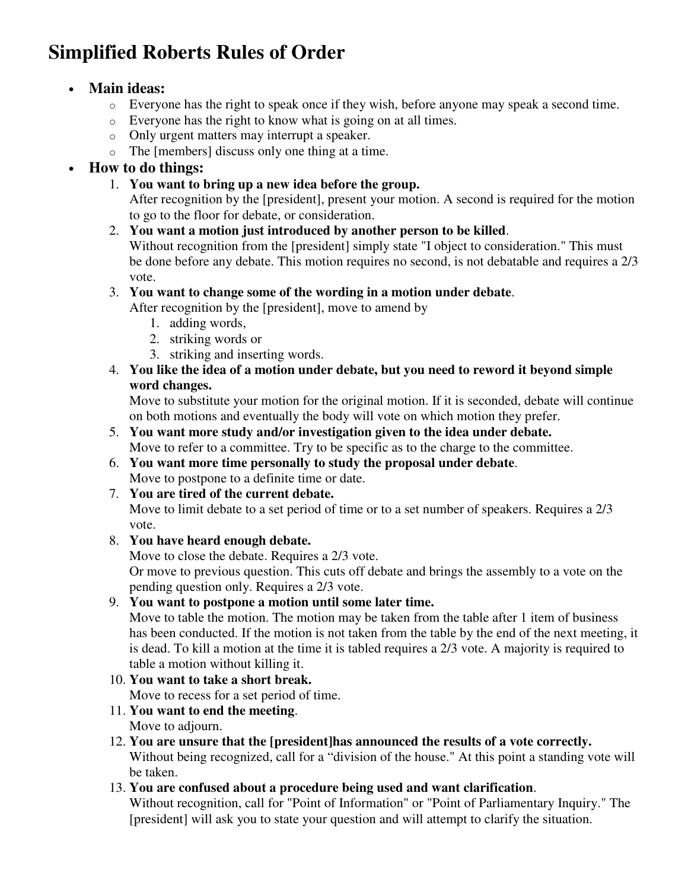# Simplified Roberts Rules of Order

- **Main ideas:**
  - Everyone has the right to speak once if they wish, before anyone may speak a second time.
  - Everyone has the right to know what is going on at all times.
  - Only urgent matters may interrupt a speaker.
  - The [members] discuss only one thing at a time.
- **How to do things:**
  1. **You want to bring up a new idea before the group.**
     After recognition by the [president], present your motion. A second is required for the motion to go to the floor for debate, or consideration.
  2. **You want a motion just introduced by another person to be killed**.
     Without recognition from the [president] simply state "I object to consideration." This must be done before any debate. This motion requires no second, is not debatable and requires a 2/3 vote.
  3. **You want to change some of the wording in a motion under debate**.
     After recognition by the [president], move to amend by
     1. adding words,
     2. striking words or
     3. striking and inserting words.
  4. **You like the idea of a motion under debate, but you need to reword it beyond simple word changes.**
     Move to substitute your motion for the original motion. If it is seconded, debate will continue on both motions and eventually the body will vote on which motion they prefer.
  5. **You want more study and/or investigation given to the idea under debate.**
     Move to refer to a committee. Try to be specific as to the charge to the committee.
  6. **You want more time personally to study the proposal under debate**.
     Move to postpone to a definite time or date.
  7. **You are tired of the current debate.**
     Move to limit debate to a set period of time or to a set number of speakers. Requires a 2/3 vote.
  8. **You have heard enough debate.**
     Move to close the debate. Requires a 2/3 vote.
     Or move to previous question. This cuts off debate and brings the assembly to a vote on the pending question only. Requires a 2/3 vote.
  9. **You want to postpone a motion until some later time.**
     Move to table the motion. The motion may be taken from the table after 1 item of business has been conducted. If the motion is not taken from the table by the end of the next meeting, it is dead. To kill a motion at the time it is tabled requires a 2/3 vote. A majority is required to table a motion without killing it.
  10. **You want to take a short break.**
      Move to recess for a set period of time.
  11. **You want to end the meeting**.
      Move to adjourn.
  12. **You are unsure that the [president]has announced the results of a vote correctly.**
      Without being recognized, call for a "division of the house." At this point a standing vote will be taken.
  13. **You are confused about a procedure being used and want clarification**.
      Without recognition, call for "Point of Information" or "Point of Parliamentary Inquiry." The [president] will ask you to state your question and will attempt to clarify the situation.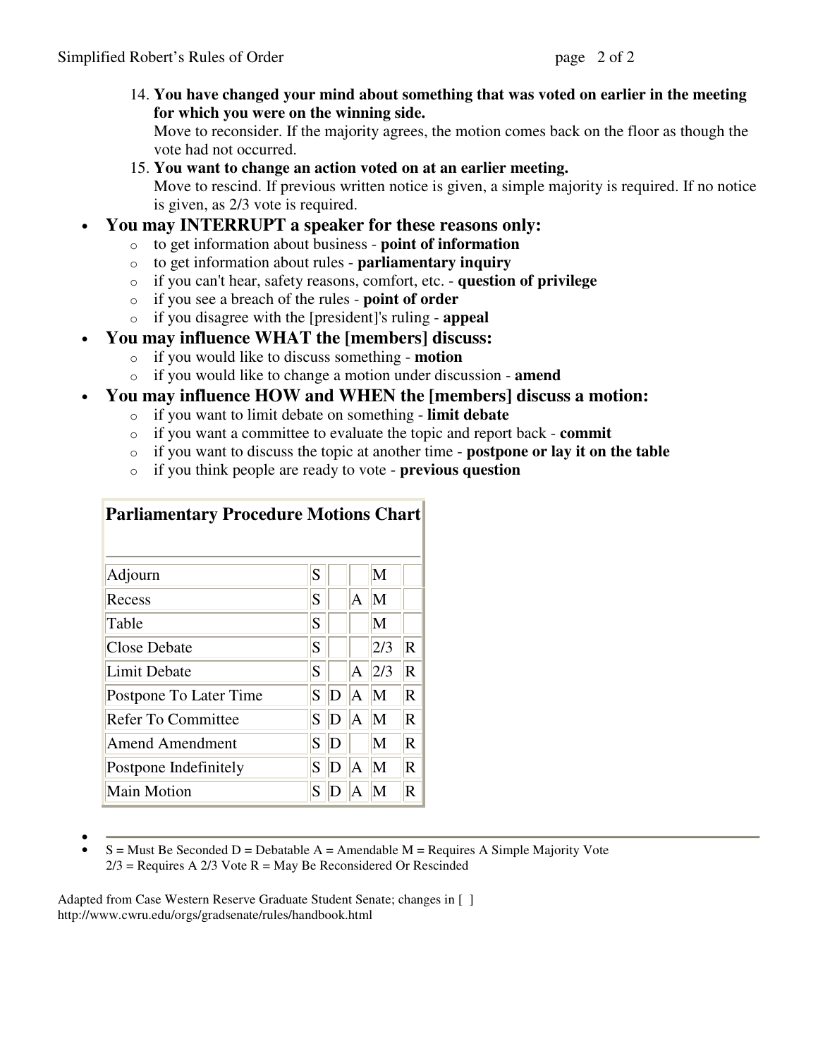14. **You have changed your mind about something that was voted on earlier in the meeting for which you were on the winning side.**
    Move to reconsider. If the majority agrees, the motion comes back on the floor as though the vote had not occurred.
15. **You want to change an action voted on at an earlier meeting.**
    Move to rescind. If previous written notice is given, a simple majority is required. If no notice is given, as 2/3 vote is required.

- **You may INTERRUPT a speaker for these reasons only:**
    - to get information about business - **point of information**
    - to get information about rules - **parliamentary inquiry**
    - if you can't hear, safety reasons, comfort, etc. - **question of privilege**
    - if you see a breach of the rules - **point of order**
    - if you disagree with the [president]'s ruling - **appeal**
- **You may influence WHAT the [members] discuss:**
    - if you would like to discuss something - **motion**
    - if you would like to change a motion under discussion - **amend**
- **You may influence HOW and WHEN the [members] discuss a motion:**
    - if you want to limit debate on something - **limit debate**
    - if you want a committee to evaluate the topic and report back - **commit**
    - if you want to discuss the topic at another time - **postpone or lay it on the table**
    - if you think people are ready to vote - **previous question**

**Parliamentary Procedure Motions Chart**

| | | | | | |
|---|---|---|---|---|---|
| Adjourn | S | | | M | |
| Recess | S | | A | M | |
| Table | S | | | M | |
| Close Debate | S | | | 2/3 | R |
| Limit Debate | S | | A | 2/3 | R |
| Postpone To Later Time | S | D | A | M | R |
| Refer To Committee | S | D | A | M | R |
| Amend Amendment | S | D | | M | R |
| Postpone Indefinitely | S | D | A | M | R |
| Main Motion | S | D | A | M | R |

---

- S = Must Be Seconded D = Debatable A = Amendable M = Requires A Simple Majority Vote
  2/3 = Requires A 2/3 Vote R = May Be Reconsidered Or Rescinded

Adapted from Case Western Reserve Graduate Student Senate; changes in [ ]
http://www.cwru.edu/orgs/gradsenate/rules/handbook.html